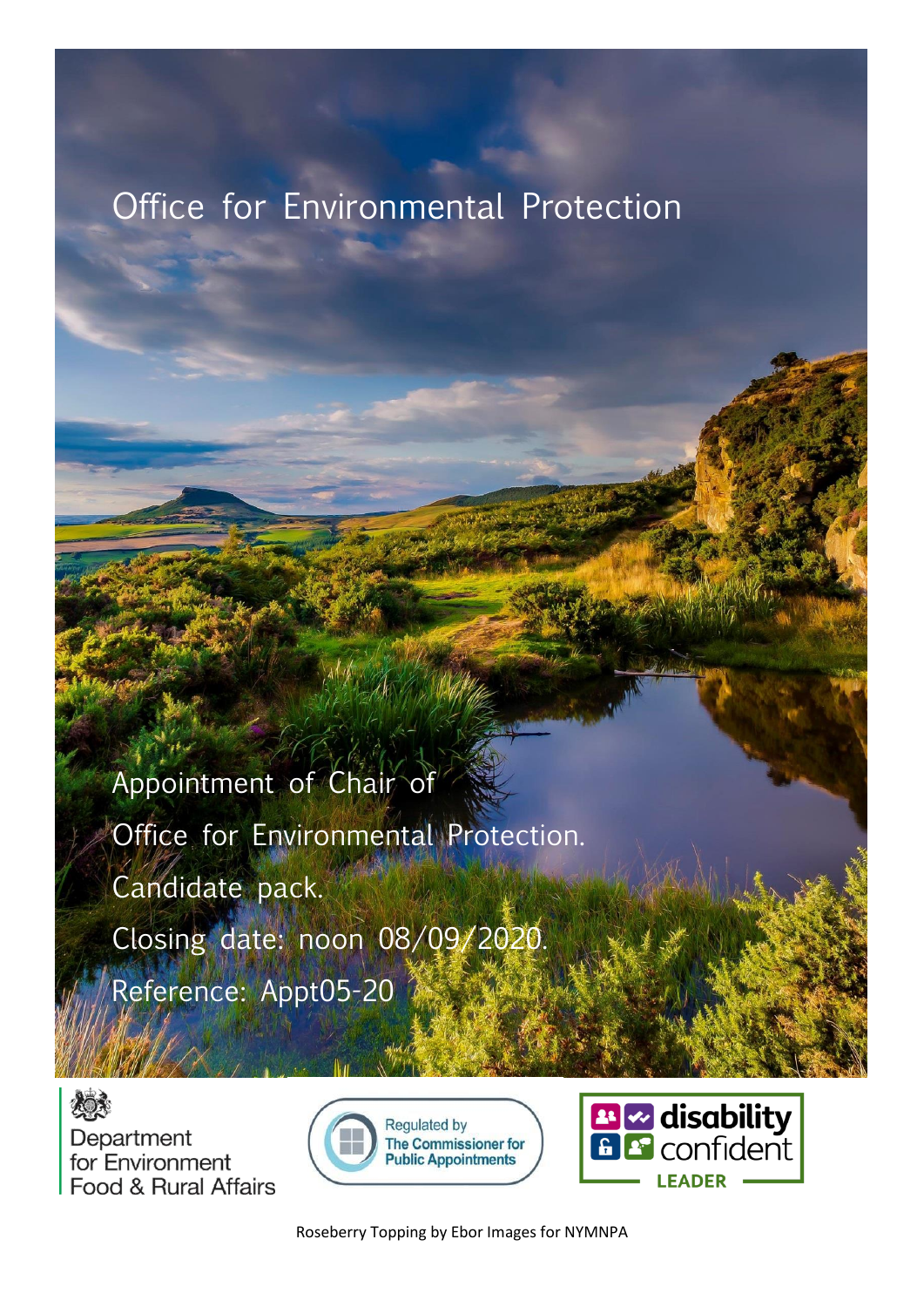# Office for Environmental Protection

Appointment of Chair of Office for Environmental Protection.

Candidate pack.

Closing date: noon 08/09/2020.

Reference: Appt05-20

Department for Environment Food & Rural Affairs

Regulated by The Commissioner for Public Appointments

disability confident LEADER

Roseberry Topping by Ebor Images for NYMNPA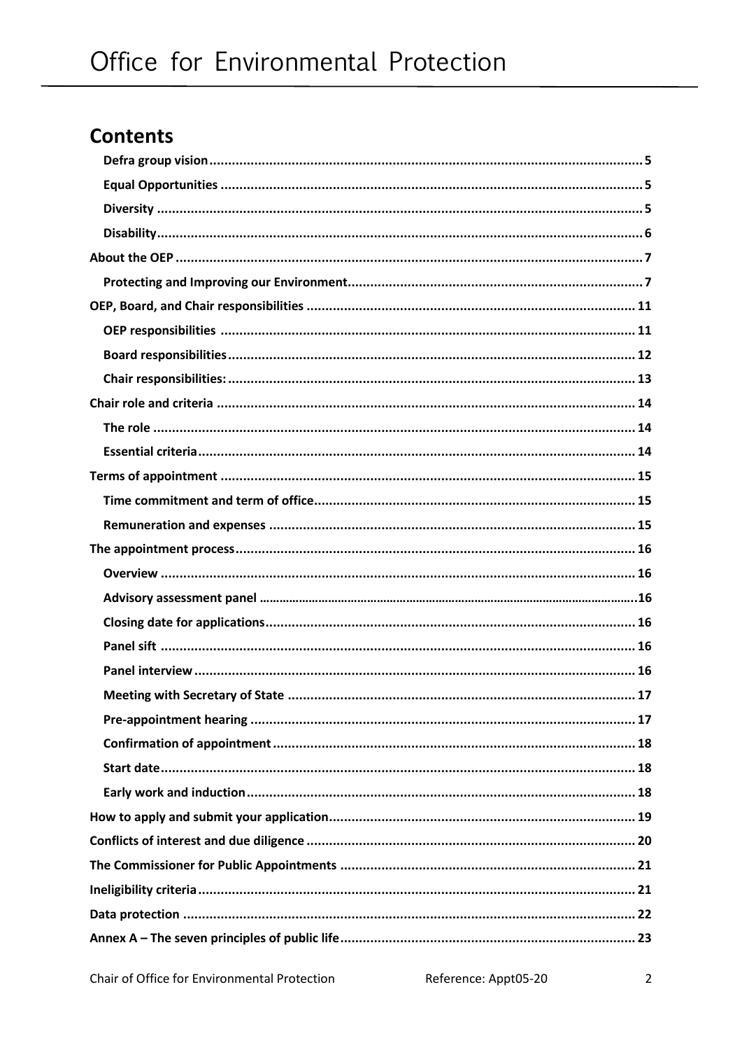# Contents

- Defra group vision ..... 5
- Equal Opportunities ..... 5
- Diversity ..... 5
- Disability ..... 6

About the OEP ..... 7

- Protecting and Improving our Environment ..... 7

OEP, Board, and Chair responsibilities ..... 11

- OEP responsibilities ..... 11
- Board responsibilities ..... 12
- Chair responsibilities: ..... 13

Chair role and criteria ..... 14

- The role ..... 14
- Essential criteria ..... 14

Terms of appointment ..... 15

- Time commitment and term of office ..... 15
- Remuneration and expenses ..... 15

The appointment process ..... 16

- Overview ..... 16
- Advisory assessment panel ..... 16
- Closing date for applications ..... 16
- Panel sift ..... 16
- Panel interview ..... 16
- Meeting with Secretary of State ..... 17
- Pre-appointment hearing ..... 17
- Confirmation of appointment ..... 18
- Start date ..... 18
- Early work and induction ..... 18

How to apply and submit your application ..... 19

Conflicts of interest and due diligence ..... 20

The Commissioner for Public Appointments ..... 21

Ineligibility criteria ..... 21

Data protection ..... 22

Annex A – The seven principles of public life ..... 23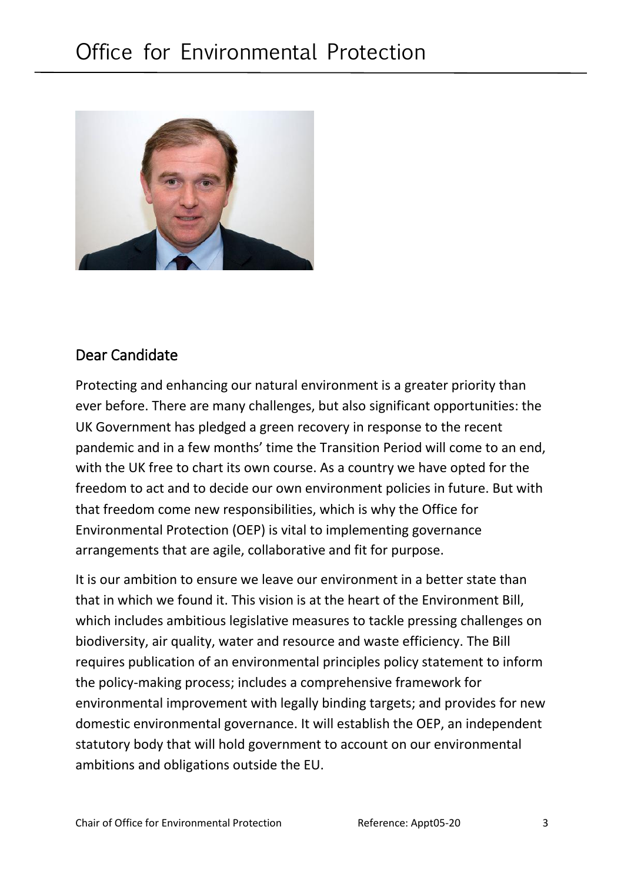## Dear Candidate

Protecting and enhancing our natural environment is a greater priority than ever before. There are many challenges, but also significant opportunities: the UK Government has pledged a green recovery in response to the recent pandemic and in a few months' time the Transition Period will come to an end, with the UK free to chart its own course. As a country we have opted for the freedom to act and to decide our own environment policies in future. But with that freedom come new responsibilities, which is why the Office for Environmental Protection (OEP) is vital to implementing governance arrangements that are agile, collaborative and fit for purpose.

It is our ambition to ensure we leave our environment in a better state than that in which we found it. This vision is at the heart of the Environment Bill, which includes ambitious legislative measures to tackle pressing challenges on biodiversity, air quality, water and resource and waste efficiency. The Bill requires publication of an environmental principles policy statement to inform the policy-making process; includes a comprehensive framework for environmental improvement with legally binding targets; and provides for new domestic environmental governance. It will establish the OEP, an independent statutory body that will hold government to account on our environmental ambitions and obligations outside the EU.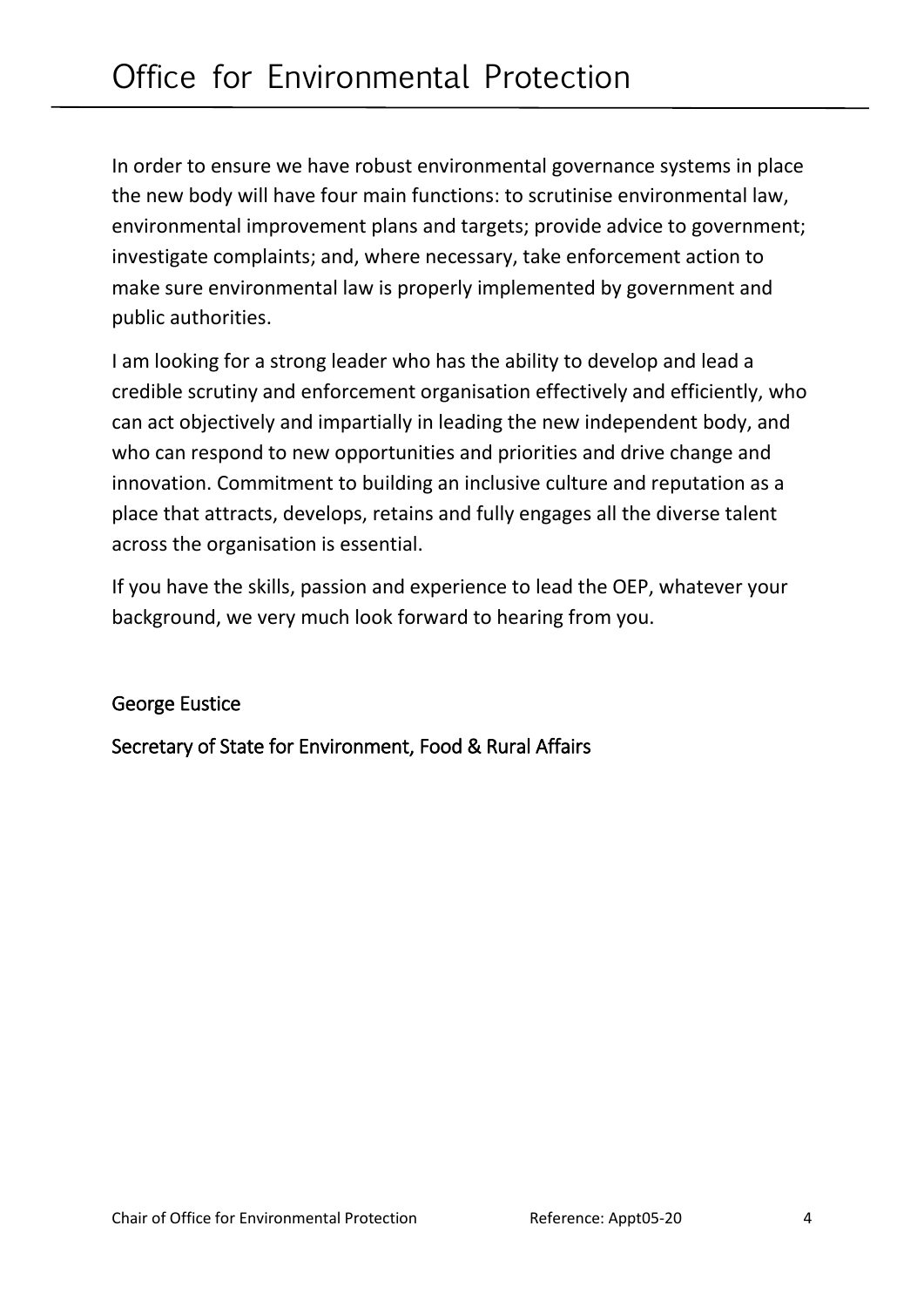In order to ensure we have robust environmental governance systems in place the new body will have four main functions: to scrutinise environmental law, environmental improvement plans and targets; provide advice to government; investigate complaints; and, where necessary, take enforcement action to make sure environmental law is properly implemented by government and public authorities.

I am looking for a strong leader who has the ability to develop and lead a credible scrutiny and enforcement organisation effectively and efficiently, who can act objectively and impartially in leading the new independent body, and who can respond to new opportunities and priorities and drive change and innovation. Commitment to building an inclusive culture and reputation as a place that attracts, develops, retains and fully engages all the diverse talent across the organisation is essential.

If you have the skills, passion and experience to lead the OEP, whatever your background, we very much look forward to hearing from you.

George Eustice

Secretary of State for Environment, Food & Rural Affairs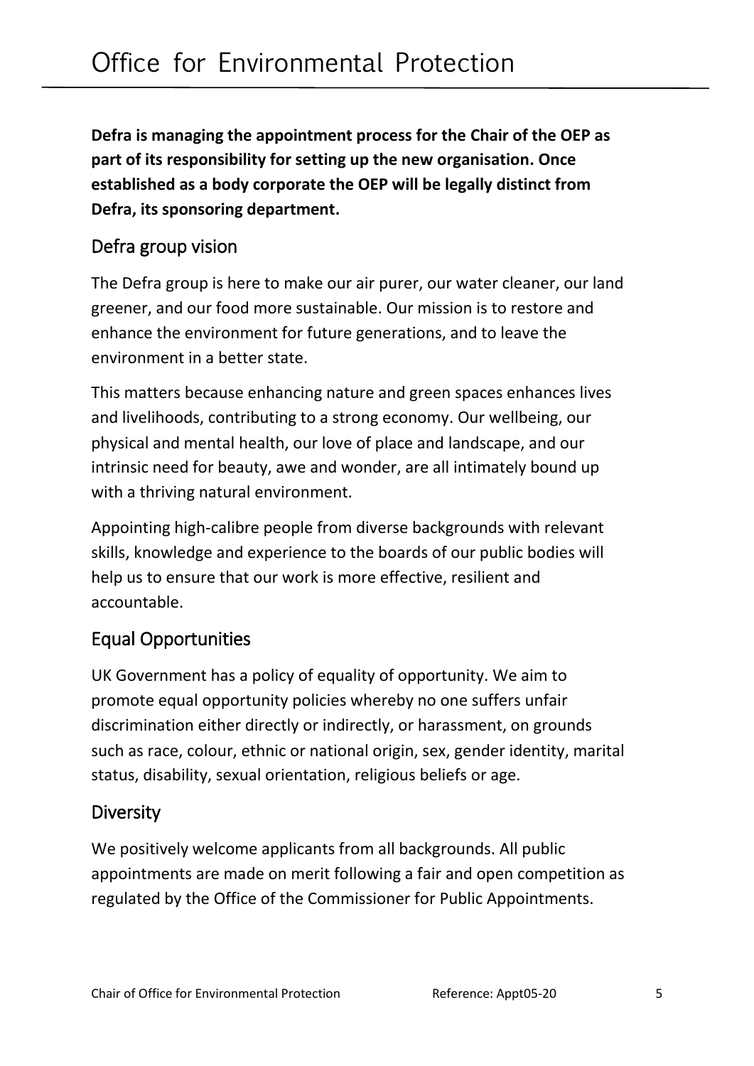**Defra is managing the appointment process for the Chair of the OEP as part of its responsibility for setting up the new organisation. Once established as a body corporate the OEP will be legally distinct from Defra, its sponsoring department.**

## Defra group vision

The Defra group is here to make our air purer, our water cleaner, our land greener, and our food more sustainable. Our mission is to restore and enhance the environment for future generations, and to leave the environment in a better state.

This matters because enhancing nature and green spaces enhances lives and livelihoods, contributing to a strong economy. Our wellbeing, our physical and mental health, our love of place and landscape, and our intrinsic need for beauty, awe and wonder, are all intimately bound up with a thriving natural environment.

Appointing high-calibre people from diverse backgrounds with relevant skills, knowledge and experience to the boards of our public bodies will help us to ensure that our work is more effective, resilient and accountable.

## Equal Opportunities

UK Government has a policy of equality of opportunity. We aim to promote equal opportunity policies whereby no one suffers unfair discrimination either directly or indirectly, or harassment, on grounds such as race, colour, ethnic or national origin, sex, gender identity, marital status, disability, sexual orientation, religious beliefs or age.

## Diversity

We positively welcome applicants from all backgrounds. All public appointments are made on merit following a fair and open competition as regulated by the Office of the Commissioner for Public Appointments.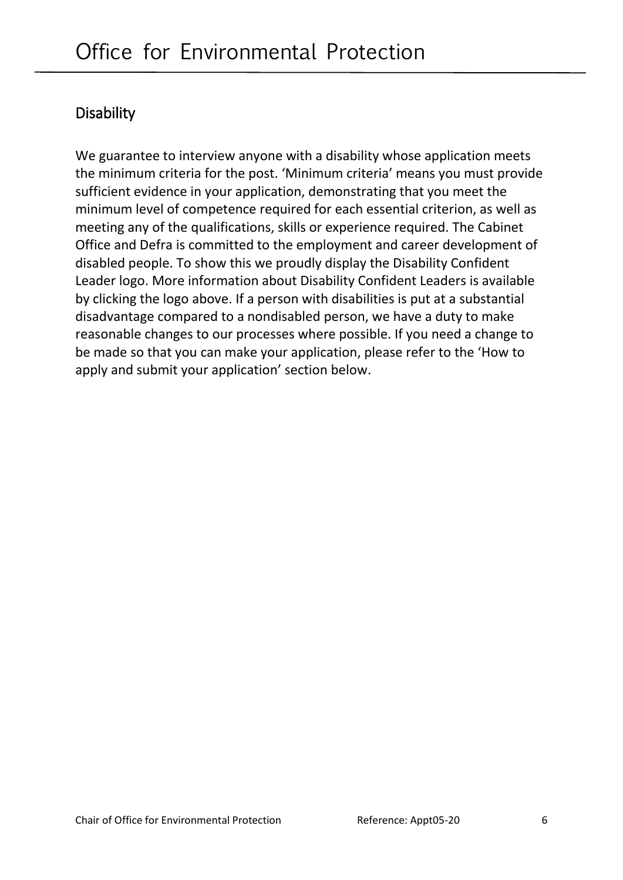## Disability

We guarantee to interview anyone with a disability whose application meets the minimum criteria for the post. 'Minimum criteria' means you must provide sufficient evidence in your application, demonstrating that you meet the minimum level of competence required for each essential criterion, as well as meeting any of the qualifications, skills or experience required. The Cabinet Office and Defra is committed to the employment and career development of disabled people. To show this we proudly display the Disability Confident Leader logo. More information about Disability Confident Leaders is available by clicking the logo above. If a person with disabilities is put at a substantial disadvantage compared to a nondisabled person, we have a duty to make reasonable changes to our processes where possible. If you need a change to be made so that you can make your application, please refer to the 'How to apply and submit your application' section below.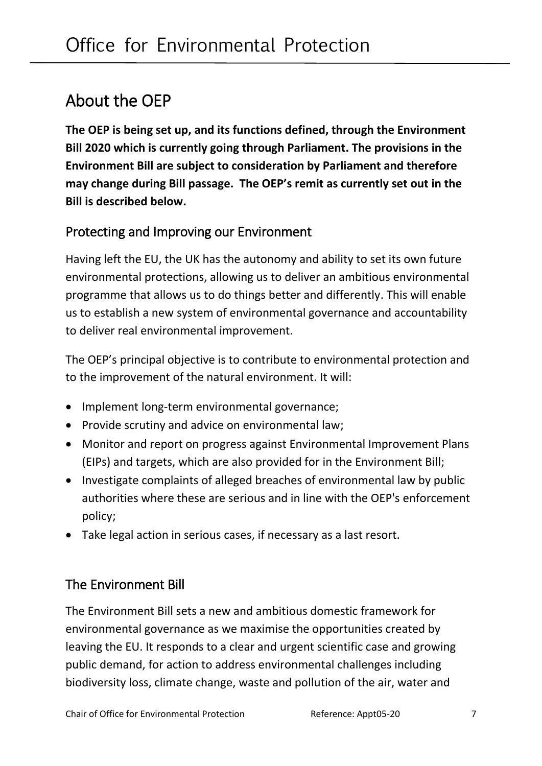# Office for Environmental Protection

## About the OEP

**The OEP is being set up, and its functions defined, through the Environment Bill 2020 which is currently going through Parliament. The provisions in the Environment Bill are subject to consideration by Parliament and therefore may change during Bill passage. The OEP's remit as currently set out in the Bill is described below.**

### Protecting and Improving our Environment

Having left the EU, the UK has the autonomy and ability to set its own future environmental protections, allowing us to deliver an ambitious environmental programme that allows us to do things better and differently. This will enable us to establish a new system of environmental governance and accountability to deliver real environmental improvement.

The OEP's principal objective is to contribute to environmental protection and to the improvement of the natural environment. It will:

- Implement long-term environmental governance;
- Provide scrutiny and advice on environmental law;
- Monitor and report on progress against Environmental Improvement Plans (EIPs) and targets, which are also provided for in the Environment Bill;
- Investigate complaints of alleged breaches of environmental law by public authorities where these are serious and in line with the OEP's enforcement policy;
- Take legal action in serious cases, if necessary as a last resort.

### The Environment Bill

The Environment Bill sets a new and ambitious domestic framework for environmental governance as we maximise the opportunities created by leaving the EU. It responds to a clear and urgent scientific case and growing public demand, for action to address environmental challenges including biodiversity loss, climate change, waste and pollution of the air, water and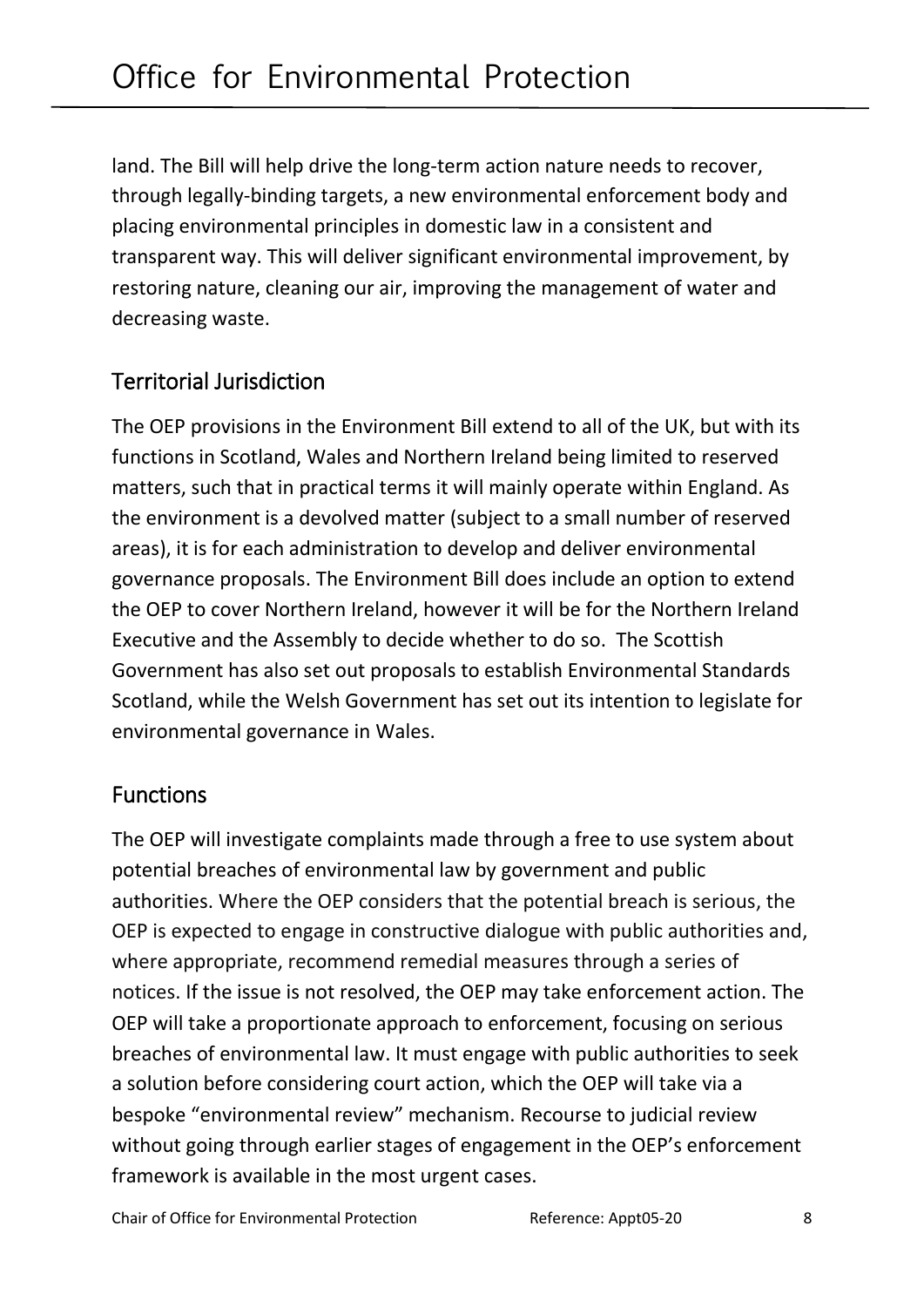land. The Bill will help drive the long-term action nature needs to recover, through legally-binding targets, a new environmental enforcement body and placing environmental principles in domestic law in a consistent and transparent way. This will deliver significant environmental improvement, by restoring nature, cleaning our air, improving the management of water and decreasing waste.

## Territorial Jurisdiction

The OEP provisions in the Environment Bill extend to all of the UK, but with its functions in Scotland, Wales and Northern Ireland being limited to reserved matters, such that in practical terms it will mainly operate within England. As the environment is a devolved matter (subject to a small number of reserved areas), it is for each administration to develop and deliver environmental governance proposals. The Environment Bill does include an option to extend the OEP to cover Northern Ireland, however it will be for the Northern Ireland Executive and the Assembly to decide whether to do so. The Scottish Government has also set out proposals to establish Environmental Standards Scotland, while the Welsh Government has set out its intention to legislate for environmental governance in Wales.

## Functions

The OEP will investigate complaints made through a free to use system about potential breaches of environmental law by government and public authorities. Where the OEP considers that the potential breach is serious, the OEP is expected to engage in constructive dialogue with public authorities and, where appropriate, recommend remedial measures through a series of notices. If the issue is not resolved, the OEP may take enforcement action. The OEP will take a proportionate approach to enforcement, focusing on serious breaches of environmental law. It must engage with public authorities to seek a solution before considering court action, which the OEP will take via a bespoke "environmental review" mechanism. Recourse to judicial review without going through earlier stages of engagement in the OEP's enforcement framework is available in the most urgent cases.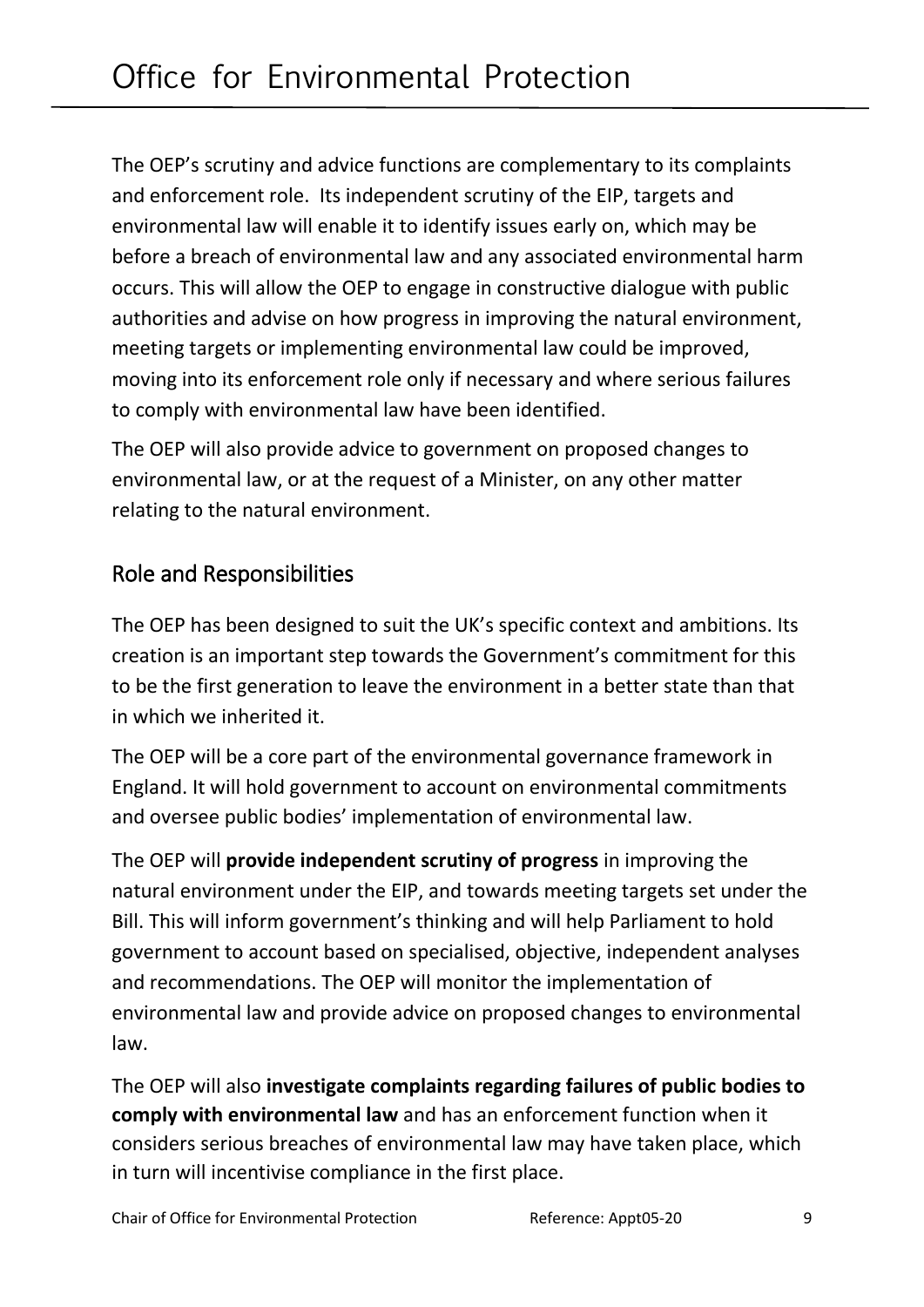The OEP's scrutiny and advice functions are complementary to its complaints and enforcement role. Its independent scrutiny of the EIP, targets and environmental law will enable it to identify issues early on, which may be before a breach of environmental law and any associated environmental harm occurs. This will allow the OEP to engage in constructive dialogue with public authorities and advise on how progress in improving the natural environment, meeting targets or implementing environmental law could be improved, moving into its enforcement role only if necessary and where serious failures to comply with environmental law have been identified.

The OEP will also provide advice to government on proposed changes to environmental law, or at the request of a Minister, on any other matter relating to the natural environment.

## Role and Responsibilities

The OEP has been designed to suit the UK's specific context and ambitions. Its creation is an important step towards the Government's commitment for this to be the first generation to leave the environment in a better state than that in which we inherited it.

The OEP will be a core part of the environmental governance framework in England. It will hold government to account on environmental commitments and oversee public bodies' implementation of environmental law.

The OEP will **provide independent scrutiny of progress** in improving the natural environment under the EIP, and towards meeting targets set under the Bill. This will inform government's thinking and will help Parliament to hold government to account based on specialised, objective, independent analyses and recommendations. The OEP will monitor the implementation of environmental law and provide advice on proposed changes to environmental law.

The OEP will also **investigate complaints regarding failures of public bodies to comply with environmental law** and has an enforcement function when it considers serious breaches of environmental law may have taken place, which in turn will incentivise compliance in the first place.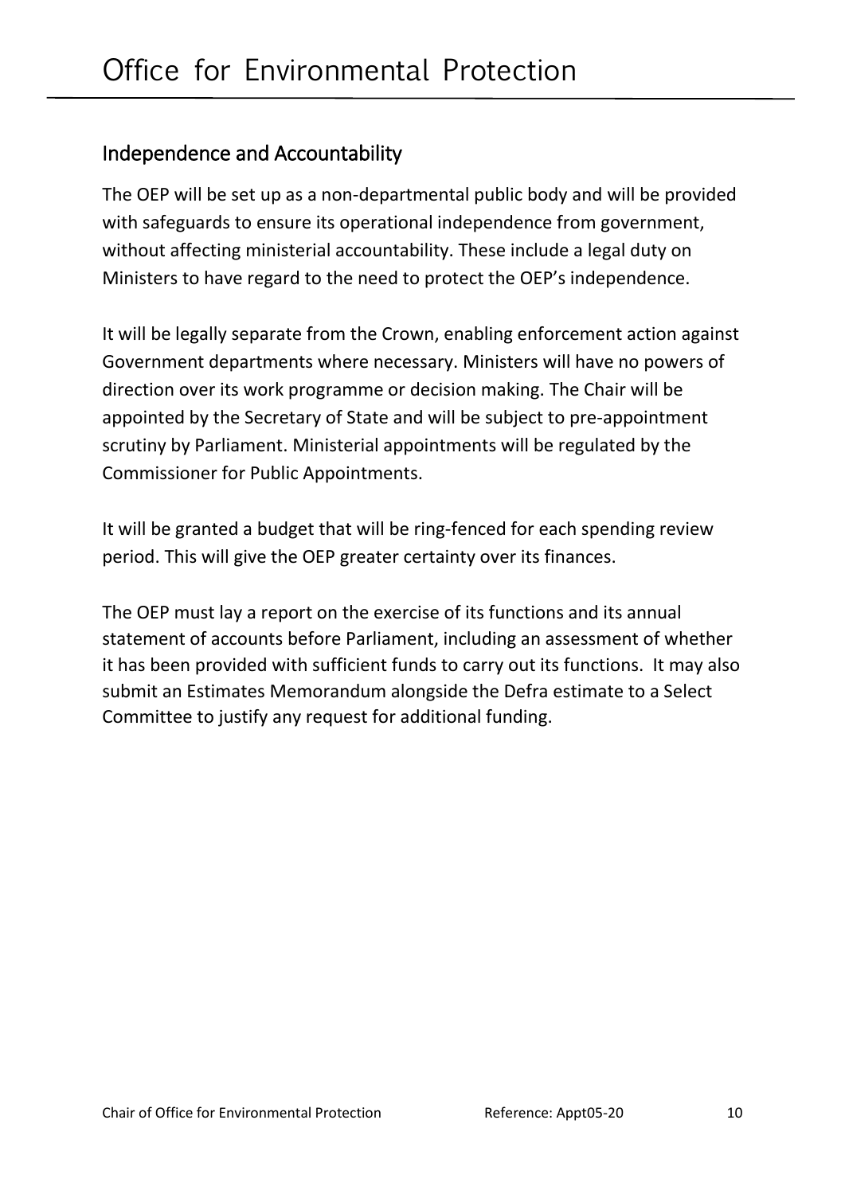## Independence and Accountability

The OEP will be set up as a non-departmental public body and will be provided with safeguards to ensure its operational independence from government, without affecting ministerial accountability. These include a legal duty on Ministers to have regard to the need to protect the OEP's independence.

It will be legally separate from the Crown, enabling enforcement action against Government departments where necessary. Ministers will have no powers of direction over its work programme or decision making. The Chair will be appointed by the Secretary of State and will be subject to pre-appointment scrutiny by Parliament. Ministerial appointments will be regulated by the Commissioner for Public Appointments.

It will be granted a budget that will be ring-fenced for each spending review period. This will give the OEP greater certainty over its finances.

The OEP must lay a report on the exercise of its functions and its annual statement of accounts before Parliament, including an assessment of whether it has been provided with sufficient funds to carry out its functions. It may also submit an Estimates Memorandum alongside the Defra estimate to a Select Committee to justify any request for additional funding.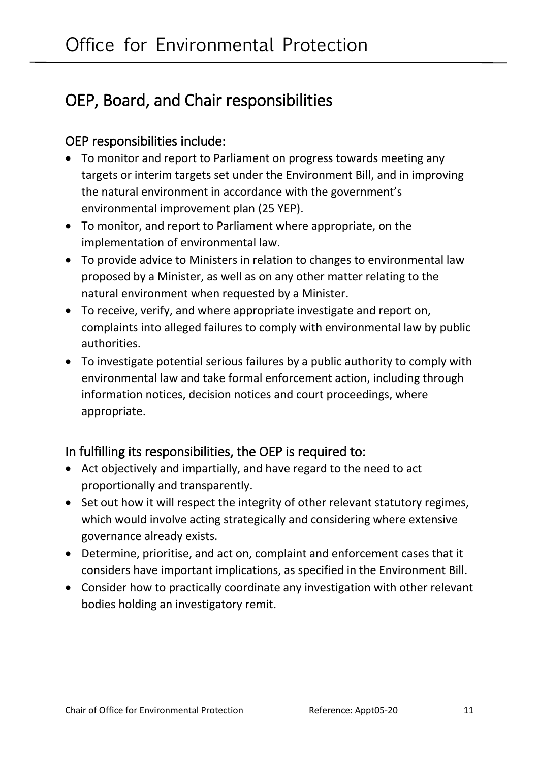## OEP, Board, and Chair responsibilities

### OEP responsibilities include:

- To monitor and report to Parliament on progress towards meeting any targets or interim targets set under the Environment Bill, and in improving the natural environment in accordance with the government's environmental improvement plan (25 YEP).
- To monitor, and report to Parliament where appropriate, on the implementation of environmental law.
- To provide advice to Ministers in relation to changes to environmental law proposed by a Minister, as well as on any other matter relating to the natural environment when requested by a Minister.
- To receive, verify, and where appropriate investigate and report on, complaints into alleged failures to comply with environmental law by public authorities.
- To investigate potential serious failures by a public authority to comply with environmental law and take formal enforcement action, including through information notices, decision notices and court proceedings, where appropriate.

### In fulfilling its responsibilities, the OEP is required to:

- Act objectively and impartially, and have regard to the need to act proportionally and transparently.
- Set out how it will respect the integrity of other relevant statutory regimes, which would involve acting strategically and considering where extensive governance already exists.
- Determine, prioritise, and act on, complaint and enforcement cases that it considers have important implications, as specified in the Environment Bill.
- Consider how to practically coordinate any investigation with other relevant bodies holding an investigatory remit.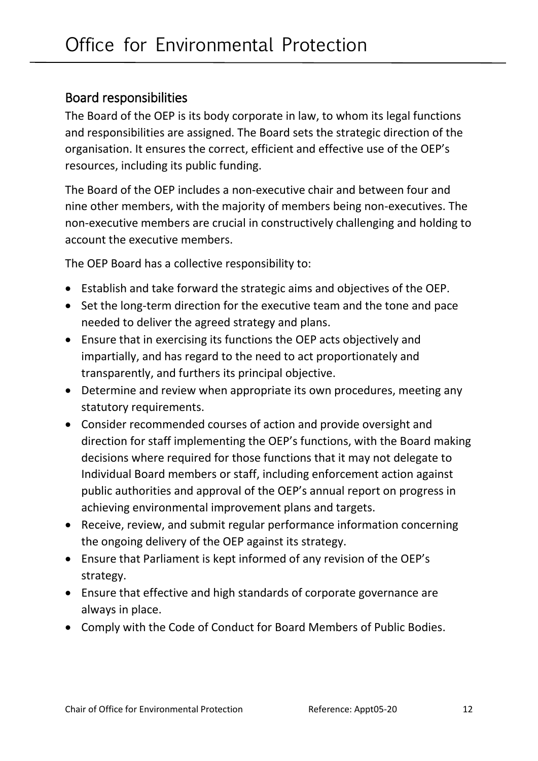## Board responsibilities

The Board of the OEP is its body corporate in law, to whom its legal functions and responsibilities are assigned. The Board sets the strategic direction of the organisation. It ensures the correct, efficient and effective use of the OEP's resources, including its public funding.

The Board of the OEP includes a non-executive chair and between four and nine other members, with the majority of members being non-executives. The non-executive members are crucial in constructively challenging and holding to account the executive members.

The OEP Board has a collective responsibility to:

- Establish and take forward the strategic aims and objectives of the OEP.
- Set the long-term direction for the executive team and the tone and pace needed to deliver the agreed strategy and plans.
- Ensure that in exercising its functions the OEP acts objectively and impartially, and has regard to the need to act proportionately and transparently, and furthers its principal objective.
- Determine and review when appropriate its own procedures, meeting any statutory requirements.
- Consider recommended courses of action and provide oversight and direction for staff implementing the OEP's functions, with the Board making decisions where required for those functions that it may not delegate to Individual Board members or staff, including enforcement action against public authorities and approval of the OEP's annual report on progress in achieving environmental improvement plans and targets.
- Receive, review, and submit regular performance information concerning the ongoing delivery of the OEP against its strategy.
- Ensure that Parliament is kept informed of any revision of the OEP's strategy.
- Ensure that effective and high standards of corporate governance are always in place.
- Comply with the Code of Conduct for Board Members of Public Bodies.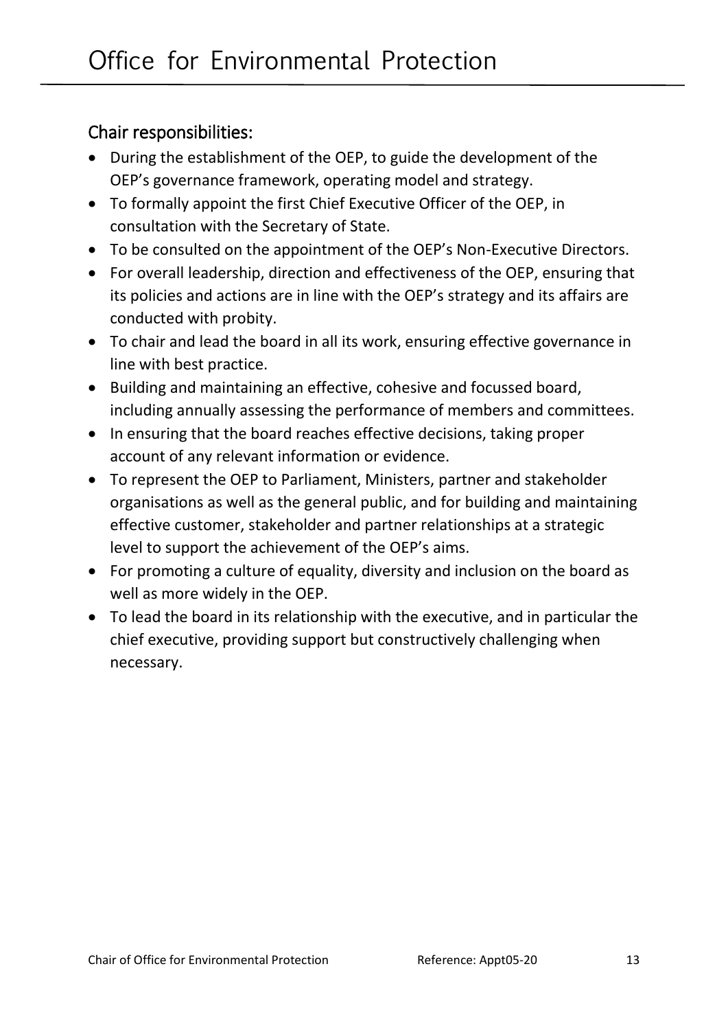## Chair responsibilities:

- During the establishment of the OEP, to guide the development of the OEP's governance framework, operating model and strategy.
- To formally appoint the first Chief Executive Officer of the OEP, in consultation with the Secretary of State.
- To be consulted on the appointment of the OEP's Non-Executive Directors.
- For overall leadership, direction and effectiveness of the OEP, ensuring that its policies and actions are in line with the OEP's strategy and its affairs are conducted with probity.
- To chair and lead the board in all its work, ensuring effective governance in line with best practice.
- Building and maintaining an effective, cohesive and focussed board, including annually assessing the performance of members and committees.
- In ensuring that the board reaches effective decisions, taking proper account of any relevant information or evidence.
- To represent the OEP to Parliament, Ministers, partner and stakeholder organisations as well as the general public, and for building and maintaining effective customer, stakeholder and partner relationships at a strategic level to support the achievement of the OEP's aims.
- For promoting a culture of equality, diversity and inclusion on the board as well as more widely in the OEP.
- To lead the board in its relationship with the executive, and in particular the chief executive, providing support but constructively challenging when necessary.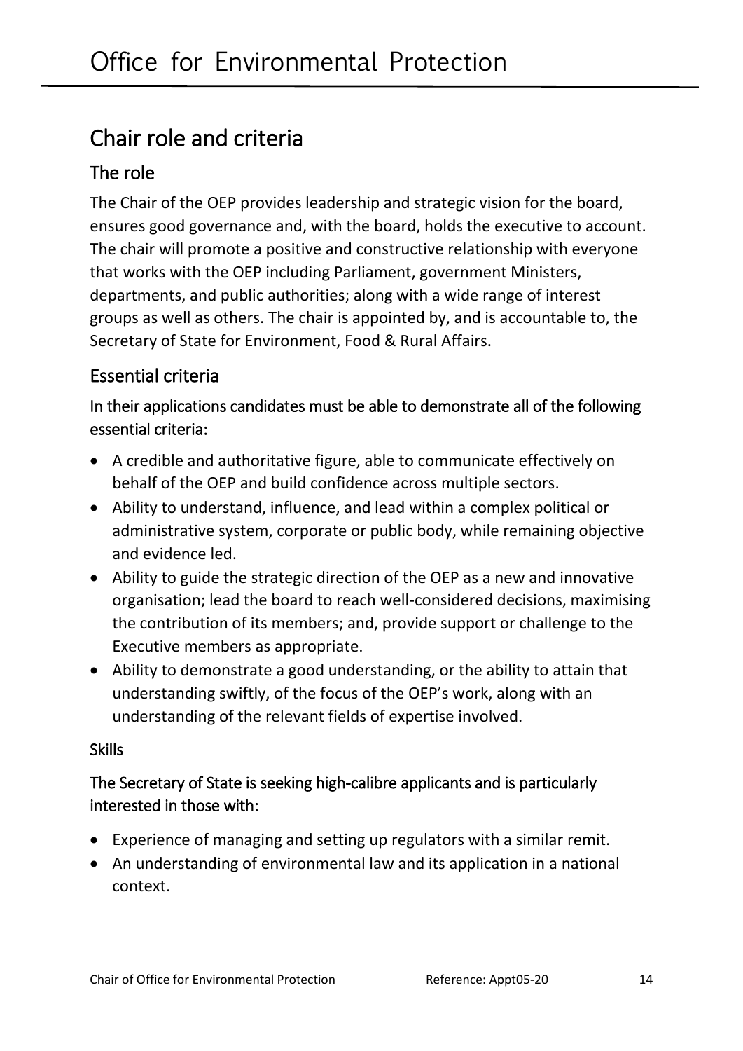## Chair role and criteria

### The role

The Chair of the OEP provides leadership and strategic vision for the board, ensures good governance and, with the board, holds the executive to account. The chair will promote a positive and constructive relationship with everyone that works with the OEP including Parliament, government Ministers, departments, and public authorities; along with a wide range of interest groups as well as others. The chair is appointed by, and is accountable to, the Secretary of State for Environment, Food & Rural Affairs.

### Essential criteria

In their applications candidates must be able to demonstrate all of the following essential criteria:

- A credible and authoritative figure, able to communicate effectively on behalf of the OEP and build confidence across multiple sectors.
- Ability to understand, influence, and lead within a complex political or administrative system, corporate or public body, while remaining objective and evidence led.
- Ability to guide the strategic direction of the OEP as a new and innovative organisation; lead the board to reach well-considered decisions, maximising the contribution of its members; and, provide support or challenge to the Executive members as appropriate.
- Ability to demonstrate a good understanding, or the ability to attain that understanding swiftly, of the focus of the OEP's work, along with an understanding of the relevant fields of expertise involved.

#### Skills

The Secretary of State is seeking high-calibre applicants and is particularly interested in those with:

- Experience of managing and setting up regulators with a similar remit.
- An understanding of environmental law and its application in a national context.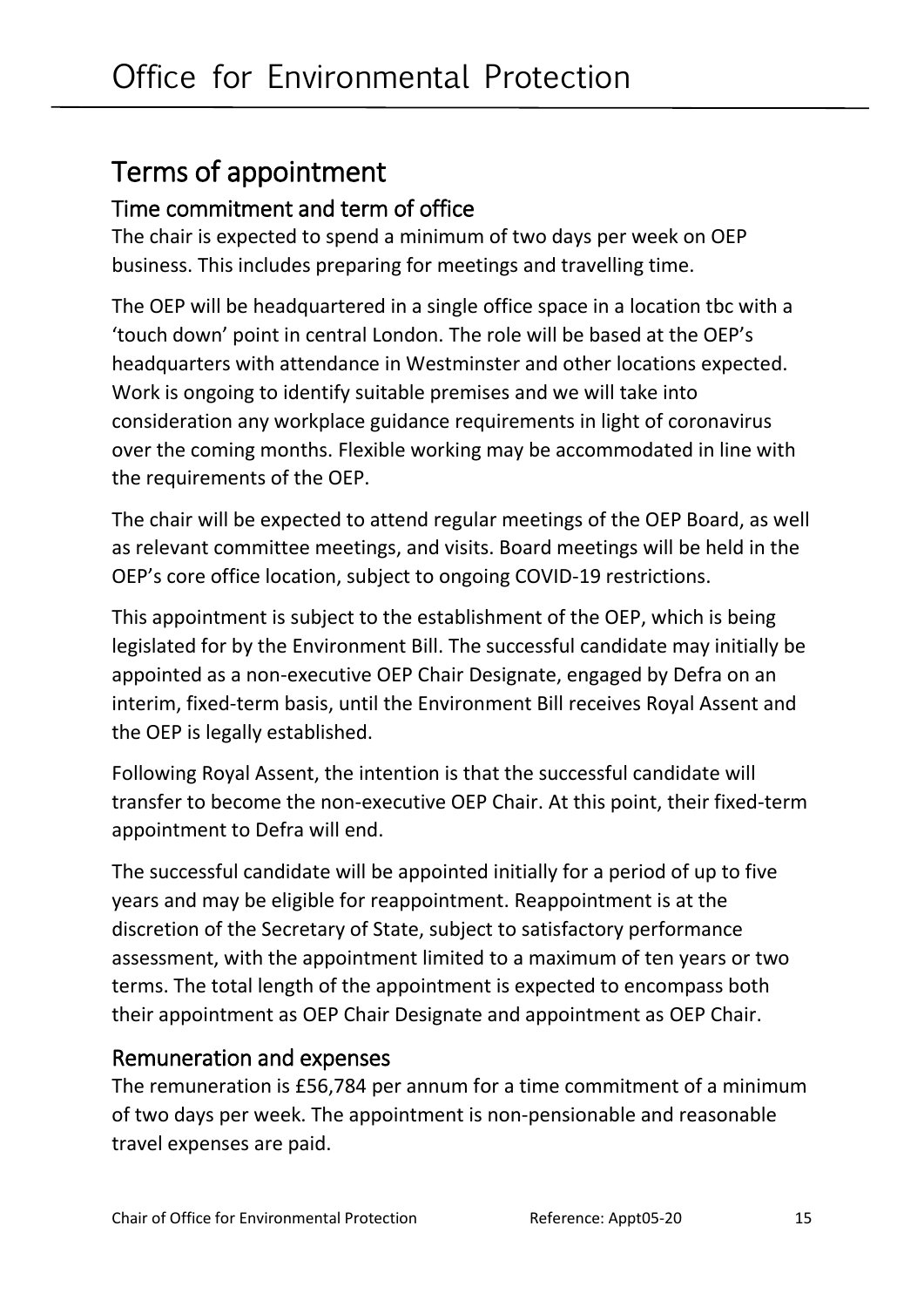## Terms of appointment

### Time commitment and term of office

The chair is expected to spend a minimum of two days per week on OEP business. This includes preparing for meetings and travelling time.

The OEP will be headquartered in a single office space in a location tbc with a 'touch down' point in central London. The role will be based at the OEP's headquarters with attendance in Westminster and other locations expected. Work is ongoing to identify suitable premises and we will take into consideration any workplace guidance requirements in light of coronavirus over the coming months. Flexible working may be accommodated in line with the requirements of the OEP.

The chair will be expected to attend regular meetings of the OEP Board, as well as relevant committee meetings, and visits. Board meetings will be held in the OEP's core office location, subject to ongoing COVID-19 restrictions.

This appointment is subject to the establishment of the OEP, which is being legislated for by the Environment Bill. The successful candidate may initially be appointed as a non-executive OEP Chair Designate, engaged by Defra on an interim, fixed-term basis, until the Environment Bill receives Royal Assent and the OEP is legally established.

Following Royal Assent, the intention is that the successful candidate will transfer to become the non-executive OEP Chair. At this point, their fixed-term appointment to Defra will end.

The successful candidate will be appointed initially for a period of up to five years and may be eligible for reappointment. Reappointment is at the discretion of the Secretary of State, subject to satisfactory performance assessment, with the appointment limited to a maximum of ten years or two terms. The total length of the appointment is expected to encompass both their appointment as OEP Chair Designate and appointment as OEP Chair.

### Remuneration and expenses

The remuneration is £56,784 per annum for a time commitment of a minimum of two days per week. The appointment is non-pensionable and reasonable travel expenses are paid.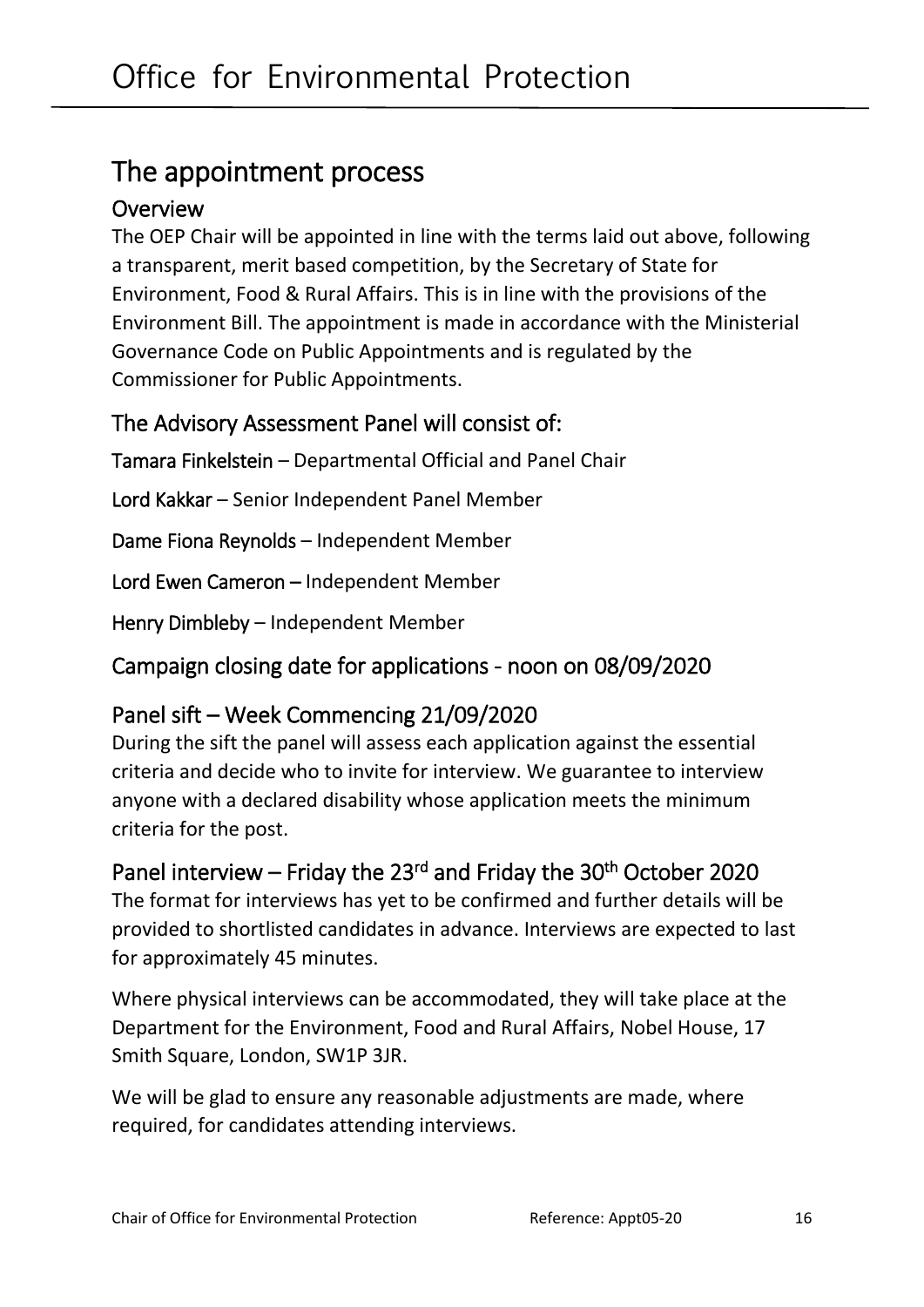## The appointment process

### Overview

The OEP Chair will be appointed in line with the terms laid out above, following a transparent, merit based competition, by the Secretary of State for Environment, Food & Rural Affairs. This is in line with the provisions of the Environment Bill. The appointment is made in accordance with the Ministerial Governance Code on Public Appointments and is regulated by the Commissioner for Public Appointments.

### The Advisory Assessment Panel will consist of:

**Tamara Finkelstein** – Departmental Official and Panel Chair

**Lord Kakkar** – Senior Independent Panel Member

**Dame Fiona Reynolds** – Independent Member

**Lord Ewen Cameron** – Independent Member

**Henry Dimbleby** – Independent Member

### Campaign closing date for applications - noon on 08/09/2020

### Panel sift – Week Commencing 21/09/2020

During the sift the panel will assess each application against the essential criteria and decide who to invite for interview. We guarantee to interview anyone with a declared disability whose application meets the minimum criteria for the post.

### Panel interview – Friday the 23rd and Friday the 30th October 2020

The format for interviews has yet to be confirmed and further details will be provided to shortlisted candidates in advance. Interviews are expected to last for approximately 45 minutes.

Where physical interviews can be accommodated, they will take place at the Department for the Environment, Food and Rural Affairs, Nobel House, 17 Smith Square, London, SW1P 3JR.

We will be glad to ensure any reasonable adjustments are made, where required, for candidates attending interviews.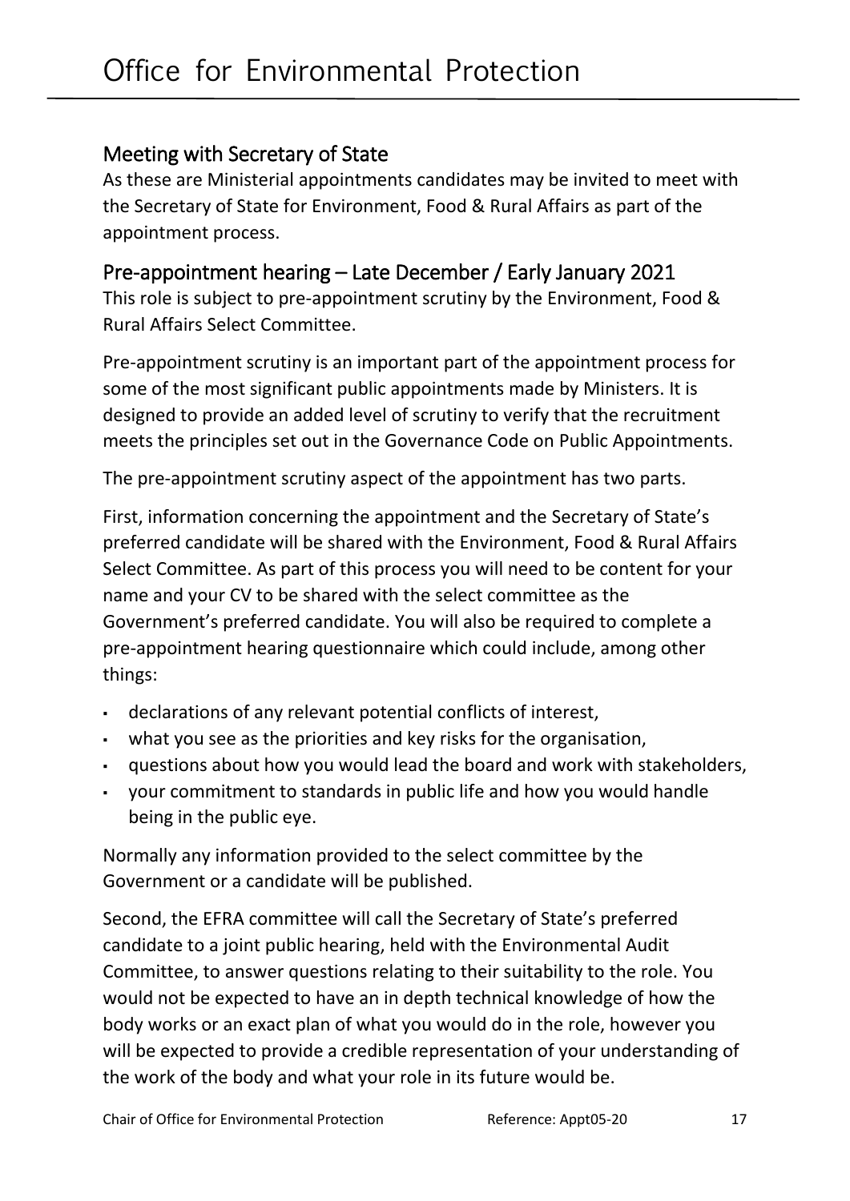## Meeting with Secretary of State

As these are Ministerial appointments candidates may be invited to meet with the Secretary of State for Environment, Food & Rural Affairs as part of the appointment process.

## Pre-appointment hearing – Late December / Early January 2021

This role is subject to pre-appointment scrutiny by the Environment, Food & Rural Affairs Select Committee.

Pre-appointment scrutiny is an important part of the appointment process for some of the most significant public appointments made by Ministers. It is designed to provide an added level of scrutiny to verify that the recruitment meets the principles set out in the Governance Code on Public Appointments.

The pre-appointment scrutiny aspect of the appointment has two parts.

First, information concerning the appointment and the Secretary of State's preferred candidate will be shared with the Environment, Food & Rural Affairs Select Committee. As part of this process you will need to be content for your name and your CV to be shared with the select committee as the Government's preferred candidate. You will also be required to complete a pre-appointment hearing questionnaire which could include, among other things:

- declarations of any relevant potential conflicts of interest,
- what you see as the priorities and key risks for the organisation,
- questions about how you would lead the board and work with stakeholders,
- your commitment to standards in public life and how you would handle being in the public eye.

Normally any information provided to the select committee by the Government or a candidate will be published.

Second, the EFRA committee will call the Secretary of State's preferred candidate to a joint public hearing, held with the Environmental Audit Committee, to answer questions relating to their suitability to the role. You would not be expected to have an in depth technical knowledge of how the body works or an exact plan of what you would do in the role, however you will be expected to provide a credible representation of your understanding of the work of the body and what your role in its future would be.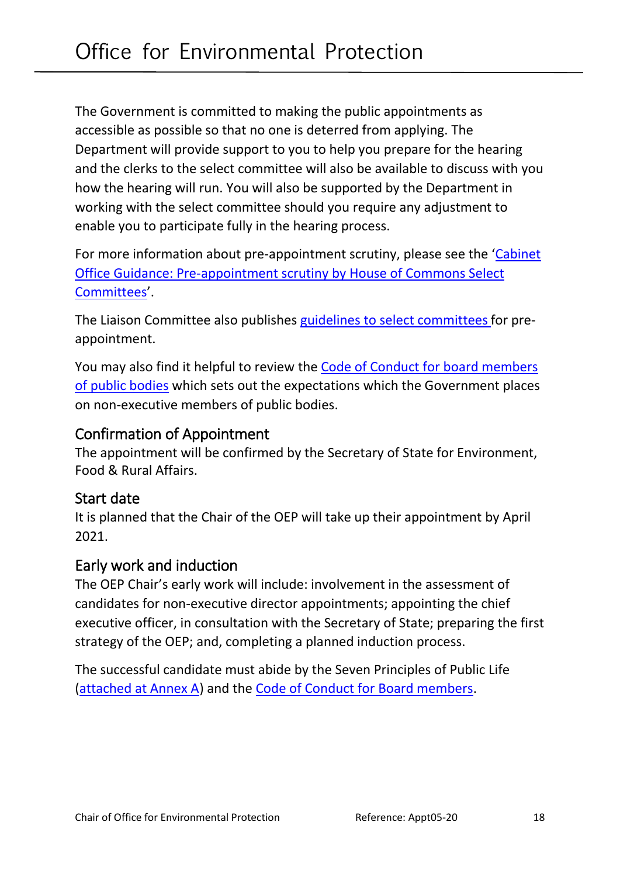The Government is committed to making the public appointments as accessible as possible so that no one is deterred from applying. The Department will provide support to you to help you prepare for the hearing and the clerks to the select committee will also be available to discuss with you how the hearing will run. You will also be supported by the Department in working with the select committee should you require any adjustment to enable you to participate fully in the hearing process.

For more information about pre-appointment scrutiny, please see the 'Cabinet Office Guidance: Pre-appointment scrutiny by House of Commons Select Committees'.

The Liaison Committee also publishes guidelines to select committees for pre-appointment.

You may also find it helpful to review the Code of Conduct for board members of public bodies which sets out the expectations which the Government places on non-executive members of public bodies.

## Confirmation of Appointment

The appointment will be confirmed by the Secretary of State for Environment, Food & Rural Affairs.

## Start date

It is planned that the Chair of the OEP will take up their appointment by April 2021.

## Early work and induction

The OEP Chair's early work will include: involvement in the assessment of candidates for non-executive director appointments; appointing the chief executive officer, in consultation with the Secretary of State; preparing the first strategy of the OEP; and, completing a planned induction process.

The successful candidate must abide by the Seven Principles of Public Life (attached at Annex A) and the Code of Conduct for Board members.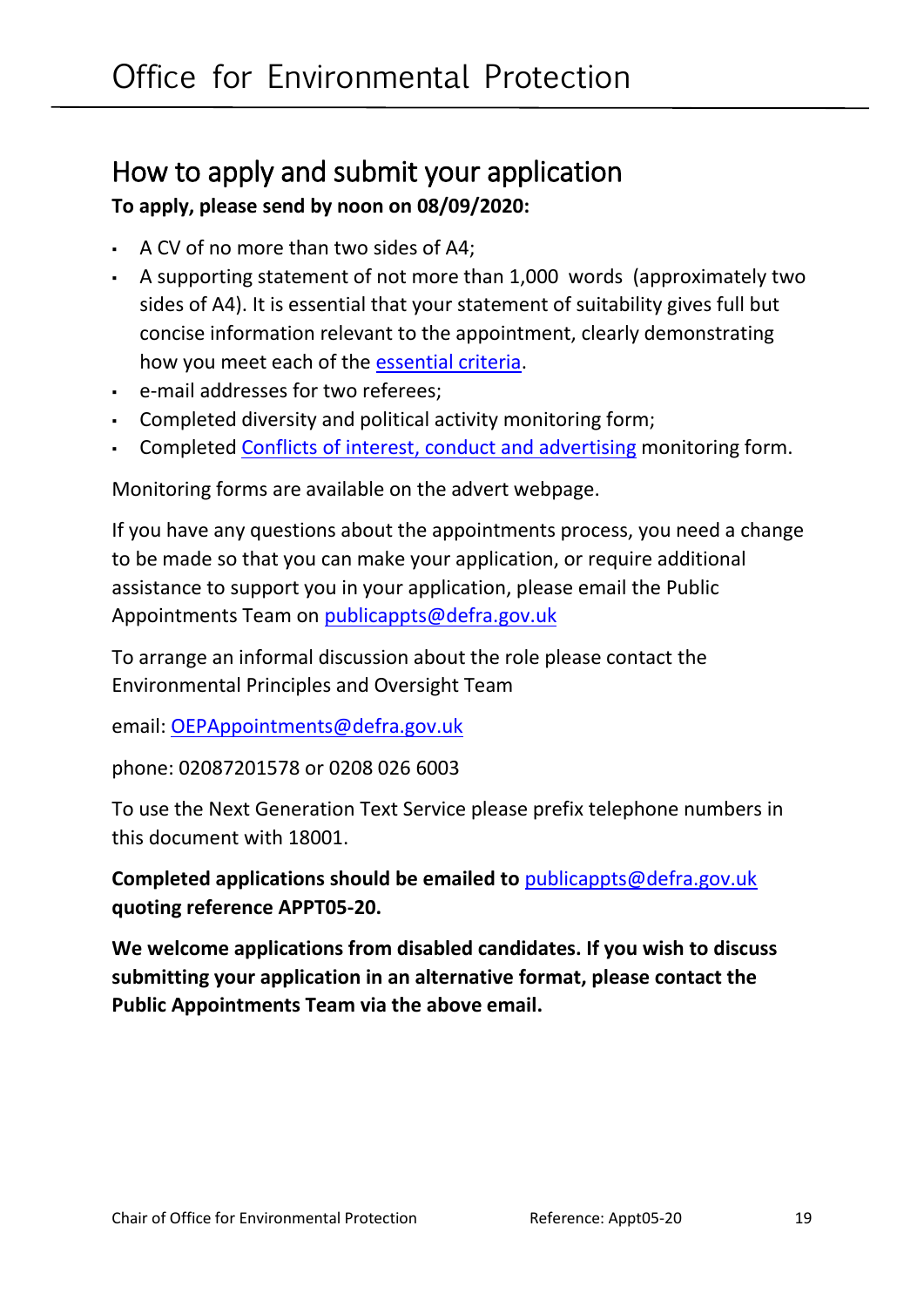## How to apply and submit your application

**To apply, please send by noon on 08/09/2020:**

- A CV of no more than two sides of A4;
- A supporting statement of not more than 1,000 words (approximately two sides of A4). It is essential that your statement of suitability gives full but concise information relevant to the appointment, clearly demonstrating how you meet each of the essential criteria.
- e-mail addresses for two referees;
- Completed diversity and political activity monitoring form;
- Completed Conflicts of interest, conduct and advertising monitoring form.

Monitoring forms are available on the advert webpage.

If you have any questions about the appointments process, you need a change to be made so that you can make your application, or require additional assistance to support you in your application, please email the Public Appointments Team on publicappts@defra.gov.uk

To arrange an informal discussion about the role please contact the Environmental Principles and Oversight Team

email: OEPAppointments@defra.gov.uk

phone: 02087201578 or 0208 026 6003

To use the Next Generation Text Service please prefix telephone numbers in this document with 18001.

**Completed applications should be emailed to** publicappts@defra.gov.uk **quoting reference APPT05-20.**

**We welcome applications from disabled candidates. If you wish to discuss submitting your application in an alternative format, please contact the Public Appointments Team via the above email.**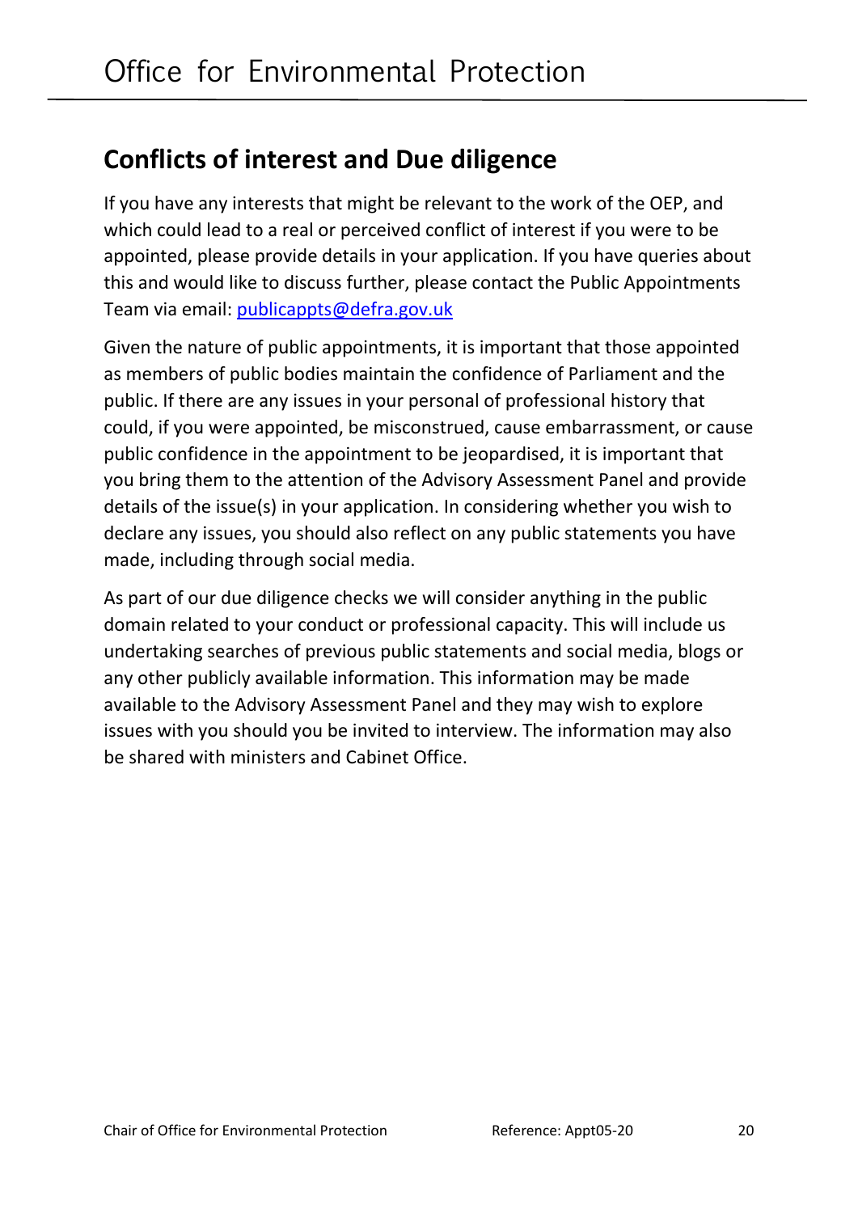## Conflicts of interest and Due diligence

If you have any interests that might be relevant to the work of the OEP, and which could lead to a real or perceived conflict of interest if you were to be appointed, please provide details in your application. If you have queries about this and would like to discuss further, please contact the Public Appointments Team via email: publicappts@defra.gov.uk

Given the nature of public appointments, it is important that those appointed as members of public bodies maintain the confidence of Parliament and the public. If there are any issues in your personal of professional history that could, if you were appointed, be misconstrued, cause embarrassment, or cause public confidence in the appointment to be jeopardised, it is important that you bring them to the attention of the Advisory Assessment Panel and provide details of the issue(s) in your application. In considering whether you wish to declare any issues, you should also reflect on any public statements you have made, including through social media.

As part of our due diligence checks we will consider anything in the public domain related to your conduct or professional capacity. This will include us undertaking searches of previous public statements and social media, blogs or any other publicly available information. This information may be made available to the Advisory Assessment Panel and they may wish to explore issues with you should you be invited to interview. The information may also be shared with ministers and Cabinet Office.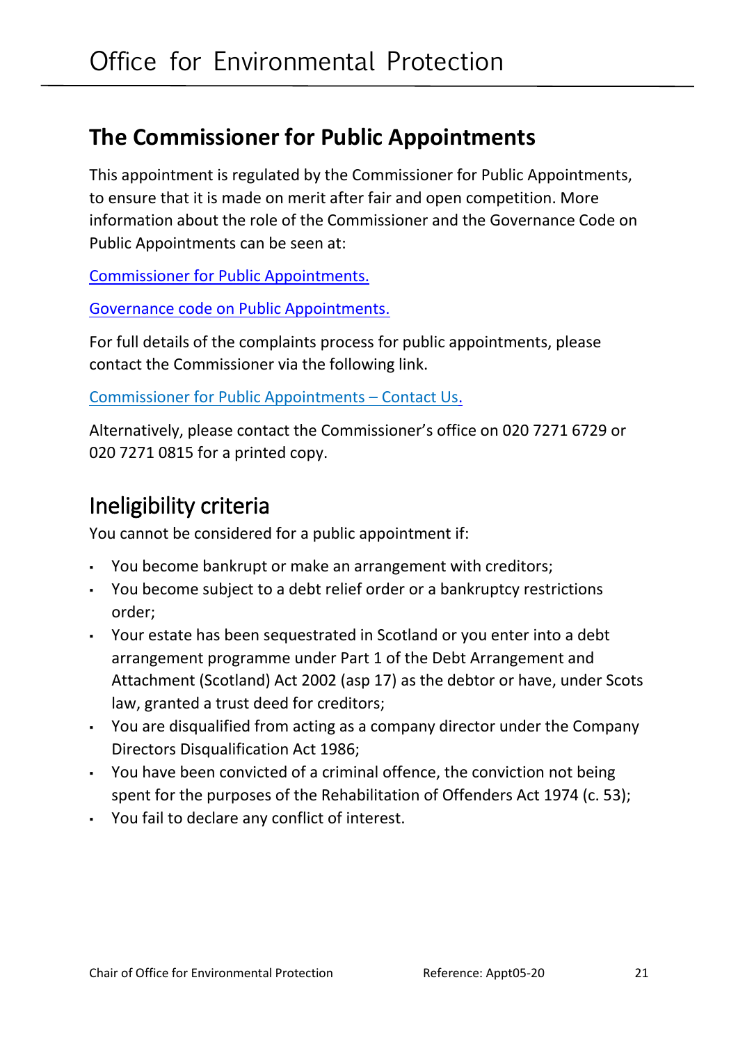## The Commissioner for Public Appointments

This appointment is regulated by the Commissioner for Public Appointments, to ensure that it is made on merit after fair and open competition. More information about the role of the Commissioner and the Governance Code on Public Appointments can be seen at:

Commissioner for Public Appointments.

Governance code on Public Appointments.

For full details of the complaints process for public appointments, please contact the Commissioner via the following link.

Commissioner for Public Appointments – Contact Us.

Alternatively, please contact the Commissioner's office on 020 7271 6729 or 020 7271 0815 for a printed copy.

## Ineligibility criteria

You cannot be considered for a public appointment if:

- You become bankrupt or make an arrangement with creditors;
- You become subject to a debt relief order or a bankruptcy restrictions order;
- Your estate has been sequestrated in Scotland or you enter into a debt arrangement programme under Part 1 of the Debt Arrangement and Attachment (Scotland) Act 2002 (asp 17) as the debtor or have, under Scots law, granted a trust deed for creditors;
- You are disqualified from acting as a company director under the Company Directors Disqualification Act 1986;
- You have been convicted of a criminal offence, the conviction not being spent for the purposes of the Rehabilitation of Offenders Act 1974 (c. 53);
- You fail to declare any conflict of interest.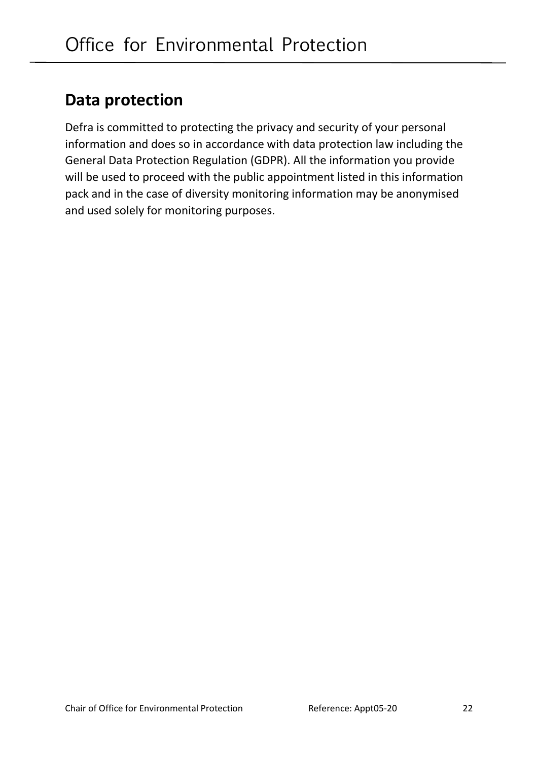## Data protection

Defra is committed to protecting the privacy and security of your personal information and does so in accordance with data protection law including the General Data Protection Regulation (GDPR). All the information you provide will be used to proceed with the public appointment listed in this information pack and in the case of diversity monitoring information may be anonymised and used solely for monitoring purposes.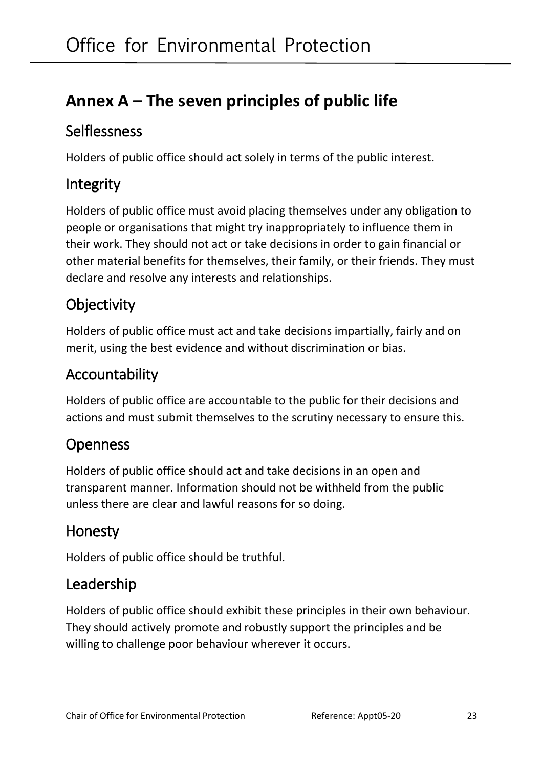## Annex A – The seven principles of public life

### Selflessness

Holders of public office should act solely in terms of the public interest.

### Integrity

Holders of public office must avoid placing themselves under any obligation to people or organisations that might try inappropriately to influence them in their work. They should not act or take decisions in order to gain financial or other material benefits for themselves, their family, or their friends. They must declare and resolve any interests and relationships.

### Objectivity

Holders of public office must act and take decisions impartially, fairly and on merit, using the best evidence and without discrimination or bias.

### Accountability

Holders of public office are accountable to the public for their decisions and actions and must submit themselves to the scrutiny necessary to ensure this.

### Openness

Holders of public office should act and take decisions in an open and transparent manner. Information should not be withheld from the public unless there are clear and lawful reasons for so doing.

### Honesty

Holders of public office should be truthful.

### Leadership

Holders of public office should exhibit these principles in their own behaviour. They should actively promote and robustly support the principles and be willing to challenge poor behaviour wherever it occurs.